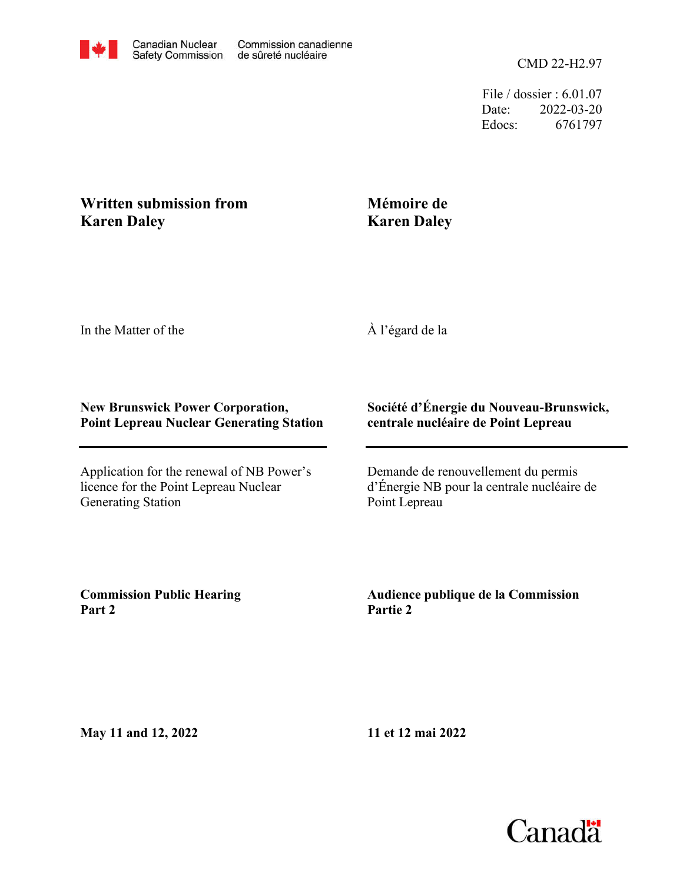Canadian Nuclear Safety Commission | Commission canadienne de sûreté nucléaire

CMD 22-H2.97

File / dossier : 6.01.07
Date: 2022-03-20
Edocs: 6761797

**Written submission from Karen Daley**

**Mémoire de Karen Daley**

In the Matter of the

À l'égard de la

**New Brunswick Power Corporation, Point Lepreau Nuclear Generating Station**

**Société d'Énergie du Nouveau-Brunswick, centrale nucléaire de Point Lepreau**

Application for the renewal of NB Power's licence for the Point Lepreau Nuclear Generating Station

Demande de renouvellement du permis d'Énergie NB pour la centrale nucléaire de Point Lepreau

**Commission Public Hearing Part 2**

**Audience publique de la Commission Partie 2**

**May 11 and 12, 2022**

**11 et 12 mai 2022**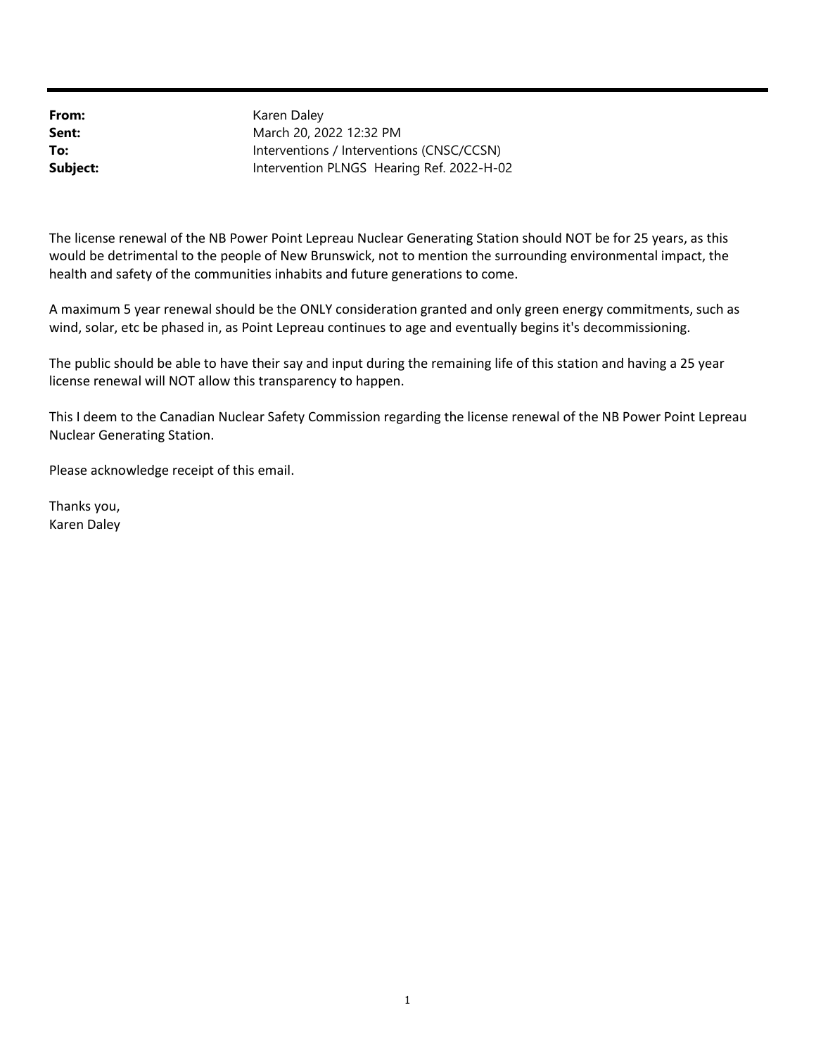**From:** Karen Daley
**Sent:** March 20, 2022 12:32 PM
**To:** Interventions / Interventions (CNSC/CCSN)
**Subject:** Intervention PLNGS Hearing Ref. 2022-H-02

The license renewal of the NB Power Point Lepreau Nuclear Generating Station should NOT be for 25 years, as this would be detrimental to the people of New Brunswick, not to mention the surrounding environmental impact, the health and safety of the communities inhabits and future generations to come.

A maximum 5 year renewal should be the ONLY consideration granted and only green energy commitments, such as wind, solar, etc be phased in, as Point Lepreau continues to age and eventually begins it's decommissioning.

The public should be able to have their say and input during the remaining life of this station and having a 25 year license renewal will NOT allow this transparency to happen.

This I deem to the Canadian Nuclear Safety Commission regarding the license renewal of the NB Power Point Lepreau Nuclear Generating Station.

Please acknowledge receipt of this email.

Thanks you,
Karen Daley